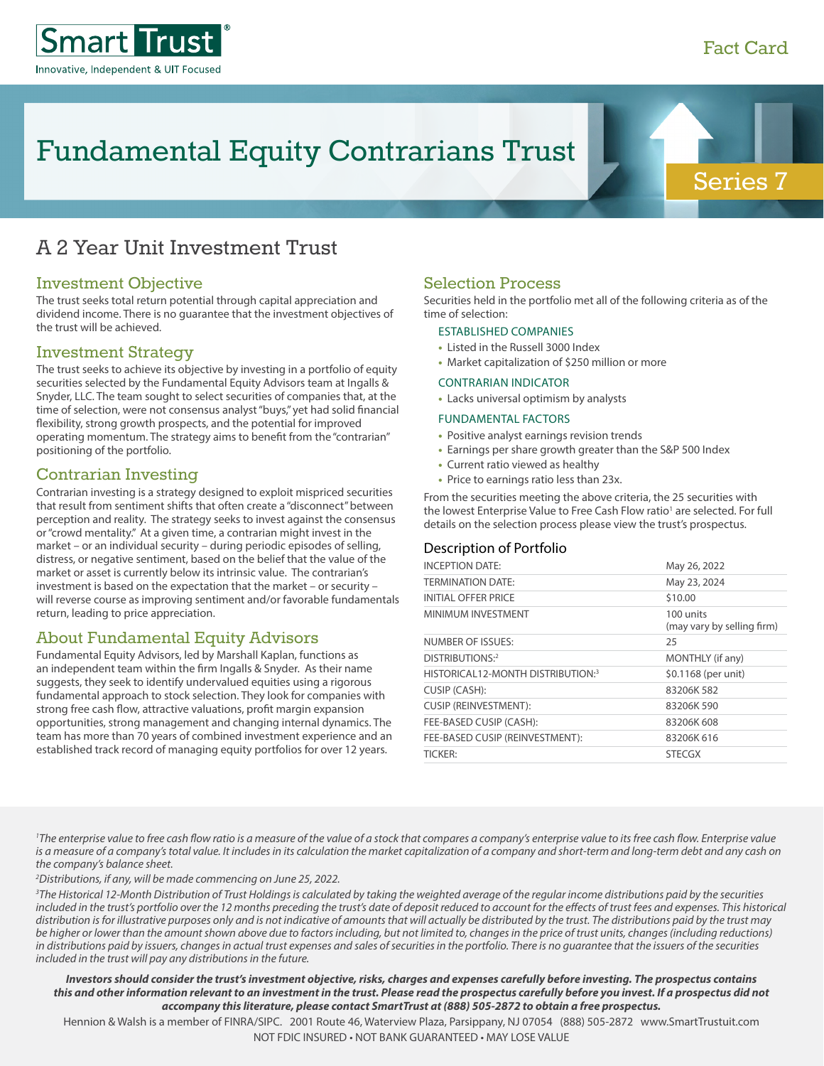Smart Trust®

Innovative, Independent & UIT Focused

Fact Card

# Fundamental Equity Contrarians Trust

Series 7

## A 2 Year Unit Investment Trust

### Investment Objective

The trust seeks total return potential through capital appreciation and dividend income. There is no guarantee that the investment objectives of the trust will be achieved.

### Investment Strategy

The trust seeks to achieve its objective by investing in a portfolio of equity securities selected by the Fundamental Equity Advisors team at Ingalls & Snyder, LLC. The team sought to select securities of companies that, at the time of selection, were not consensus analyst "buys," yet had solid financial flexibility, strong growth prospects, and the potential for improved operating momentum. The strategy aims to benefit from the "contrarian" positioning of the portfolio.

### Contrarian Investing

Contrarian investing is a strategy designed to exploit mispriced securities that result from sentiment shifts that often create a "disconnect" between perception and reality. The strategy seeks to invest against the consensus or "crowd mentality." At a given time, a contrarian might invest in the market – or an individual security – during periodic episodes of selling, distress, or negative sentiment, based on the belief that the value of the market or asset is currently below its intrinsic value. The contrarian's investment is based on the expectation that the market – or security – will reverse course as improving sentiment and/or favorable fundamentals return, leading to price appreciation.

### About Fundamental Equity Advisors

Fundamental Equity Advisors, led by Marshall Kaplan, functions as an independent team within the firm Ingalls & Snyder. As their name suggests, they seek to identify undervalued equities using a rigorous fundamental approach to stock selection. They look for companies with strong free cash flow, attractive valuations, profit margin expansion opportunities, strong management and changing internal dynamics. The team has more than 70 years of combined investment experience and an established track record of managing equity portfolios for over 12 years.

### Selection Process

Securities held in the portfolio met all of the following criteria as of the time of selection:

#### ESTABLISHED COMPANIES

- Listed in the Russell 3000 Index
- Market capitalization of $250 million or more

#### CONTRARIAN INDICATOR

- Lacks universal optimism by analysts

#### FUNDAMENTAL FACTORS

- Positive analyst earnings revision trends
- Earnings per share growth greater than the S&P 500 Index
- Current ratio viewed as healthy
- Price to earnings ratio less than 23x.

From the securities meeting the above criteria, the 25 securities with the lowest Enterprise Value to Free Cash Flow ratio[1] are selected. For full details on the selection process please view the trust's prospectus.

### Description of Portfolio

| | |
|---|---|
| INCEPTION DATE: | May 26, 2022 |
| TERMINATION DATE: | May 23, 2024 |
| INITIAL OFFER PRICE | $10.00 |
| MINIMUM INVESTMENT | 100 units (may vary by selling firm) |
| NUMBER OF ISSUES: | 25 |
| DISTRIBUTIONS:[2] | MONTHLY (if any) |
| HISTORICAL12-MONTH DISTRIBUTION:[3] | $0.1168 (per unit) |
| CUSIP (CASH): | 83206K 582 |
| CUSIP (REINVESTMENT): | 83206K 590 |
| FEE-BASED CUSIP (CASH): | 83206K 608 |
| FEE-BASED CUSIP (REINVESTMENT): | 83206K 616 |
| TICKER: | STECGX |

*[1]The enterprise value to free cash flow ratio is a measure of the value of a stock that compares a company's enterprise value to its free cash flow. Enterprise value is a measure of a company's total value. It includes in its calculation the market capitalization of a company and short-term and long-term debt and any cash on the company's balance sheet.*

*[2]Distributions, if any, will be made commencing on June 25, 2022.*

*[3]The Historical 12-Month Distribution of Trust Holdings is calculated by taking the weighted average of the regular income distributions paid by the securities included in the trust's portfolio over the 12 months preceding the trust's date of deposit reduced to account for the effects of trust fees and expenses. This historical distribution is for illustrative purposes only and is not indicative of amounts that will actually be distributed by the trust. The distributions paid by the trust may be higher or lower than the amount shown above due to factors including, but not limited to, changes in the price of trust units, changes (including reductions) in distributions paid by issuers, changes in actual trust expenses and sales of securities in the portfolio. There is no guarantee that the issuers of the securities included in the trust will pay any distributions in the future.*

***Investors should consider the trust's investment objective, risks, charges and expenses carefully before investing. The prospectus contains this and other information relevant to an investment in the trust. Please read the prospectus carefully before you invest. If a prospectus did not accompany this literature, please contact SmartTrust at (888) 505-2872 to obtain a free prospectus.***

Hennion & Walsh is a member of FINRA/SIPC. 2001 Route 46, Waterview Plaza, Parsippany, NJ 07054 (888) 505-2872 www.SmartTrustuit.com

NOT FDIC INSURED • NOT BANK GUARANTEED • MAY LOSE VALUE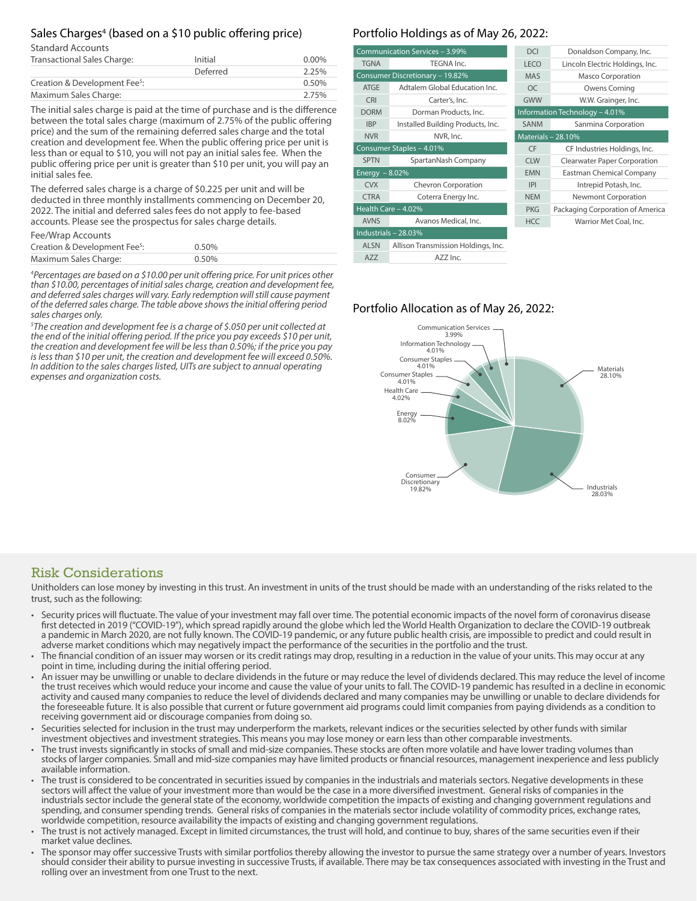## Sales Charges[4] (based on a $10 public offering price)

Standard Accounts

| | | |
|---|---|---|
| Transactional Sales Charge: | Initial | 0.00% |
| | Deferred | 2.25% |
| Creation & Development Fee[5]: | | 0.50% |
| Maximum Sales Charge: | | 2.75% |

The initial sales charge is paid at the time of purchase and is the difference between the total sales charge (maximum of 2.75% of the public offering price) and the sum of the remaining deferred sales charge and the total creation and development fee. When the public offering price per unit is less than or equal to $10, you will not pay an initial sales fee. When the public offering price per unit is greater than $10 per unit, you will pay an initial sales fee.

The deferred sales charge is a charge of $0.225 per unit and will be deducted in three monthly installments commencing on December 20, 2022. The initial and deferred sales fees do not apply to fee-based accounts. Please see the prospectus for sales charge details.

Fee/Wrap Accounts

| | |
|---|---|
| Creation & Development Fee[5]: | 0.50% |
| Maximum Sales Charge: | 0.50% |

*[4]Percentages are based on a $10.00 per unit offering price. For unit prices other than $10.00, percentages of initial sales charge, creation and development fee, and deferred sales charges will vary. Early redemption will still cause payment of the deferred sales charge. The table above shows the initial offering period sales charges only.*

*[5]The creation and development fee is a charge of $.050 per unit collected at the end of the initial offering period. If the price you pay exceeds $10 per unit, the creation and development fee will be less than 0.50%; if the price you pay is less than $10 per unit, the creation and development fee will exceed 0.50%. In addition to the sales charges listed, UITs are subject to annual operating expenses and organization costs.*

## Portfolio Holdings as of May 26, 2022:

| | |
|---|---|
| **Communication Services – 3.99%** | |
| TGNA | TEGNA Inc. |
| **Consumer Discretionary – 19.82%** | |
| ATGE | Adtalem Global Education Inc. |
| CRI | Carter's, Inc. |
| DORM | Dorman Products, Inc. |
| IBP | Installed Building Products, Inc. |
| NVR | NVR, Inc. |
| **Consumer Staples – 4.01%** | |
| SPTN | SpartanNash Company |
| **Energy – 8.02%** | |
| CVX | Chevron Corporation |
| CTRA | Coterra Energy Inc. |
| **Health Care – 4.02%** | |
| AVNS | Avanos Medical, Inc. |
| **Industrials – 28.03%** | |
| ALSN | Allison Transmission Holdings, Inc. |
| AZZ | AZZ Inc. |
| DCI | Donaldson Company, Inc. |
| LECO | Lincoln Electric Holdings, Inc. |
| MAS | Masco Corporation |
| OC | Owens Corning |
| GWW | W.W. Grainger, Inc. |
| **Information Technology – 4.01%** | |
| SANM | Sanmina Corporation |
| **Materials – 28.10%** | |
| CF | CF Industries Holdings, Inc. |
| CLW | Clearwater Paper Corporation |
| EMN | Eastman Chemical Company |
| IPI | Intrepid Potash, Inc. |
| NEM | Newmont Corporation |
| PKG | Packaging Corporation of America |
| HCC | Warrior Met Coal, Inc. |

## Portfolio Allocation as of May 26, 2022:

Communication Services 3.99%
Information Technology 4.01%
Consumer Staples 4.01%
Consumer Staples 4.01%
Health Care 4.02%
Energy 8.02%
Consumer Discretionary 19.82%
Materials 28.10%
Industrials 28.03%

## Risk Considerations

Unitholders can lose money by investing in this trust. An investment in units of the trust should be made with an understanding of the risks related to the trust, such as the following:

- Security prices will fluctuate. The value of your investment may fall over time. The potential economic impacts of the novel form of coronavirus disease first detected in 2019 ("COVID-19"), which spread rapidly around the globe which led the World Health Organization to declare the COVID-19 outbreak a pandemic in March 2020, are not fully known. The COVID-19 pandemic, or any future public health crisis, are impossible to predict and could result in adverse market conditions which may negatively impact the performance of the securities in the portfolio and the trust.
- The financial condition of an issuer may worsen or its credit ratings may drop, resulting in a reduction in the value of your units. This may occur at any point in time, including during the initial offering period.
- An issuer may be unwilling or unable to declare dividends in the future or may reduce the level of dividends declared. This may reduce the level of income the trust receives which would reduce your income and cause the value of your units to fall. The COVID-19 pandemic has resulted in a decline in economic activity and caused many companies to reduce the level of dividends declared and many companies may be unwilling or unable to declare dividends for the foreseeable future. It is also possible that current or future government aid programs could limit companies from paying dividends as a condition to receiving government aid or discourage companies from doing so.
- Securities selected for inclusion in the trust may underperform the markets, relevant indices or the securities selected by other funds with similar investment objectives and investment strategies. This means you may lose money or earn less than other comparable investments.
- The trust invests significantly in stocks of small and mid-size companies. These stocks are often more volatile and have lower trading volumes than stocks of larger companies. Small and mid-size companies may have limited products or financial resources, management inexperience and less publicly available information.
- The trust is considered to be concentrated in securities issued by companies in the industrials and materials sectors. Negative developments in these sectors will affect the value of your investment more than would be the case in a more diversified investment. General risks of companies in the industrials sector include the general state of the economy, worldwide competition the impacts of existing and changing government regulations and spending, and consumer spending trends. General risks of companies in the materials sector include volatility of commodity prices, exchange rates, worldwide competition, resource availability the impacts of existing and changing government regulations.
- The trust is not actively managed. Except in limited circumstances, the trust will hold, and continue to buy, shares of the same securities even if their market value declines.
- The sponsor may offer successive Trusts with similar portfolios thereby allowing the investor to pursue the same strategy over a number of years. Investors should consider their ability to pursue investing in successive Trusts, if available. There may be tax consequences associated with investing in the Trust and rolling over an investment from one Trust to the next.